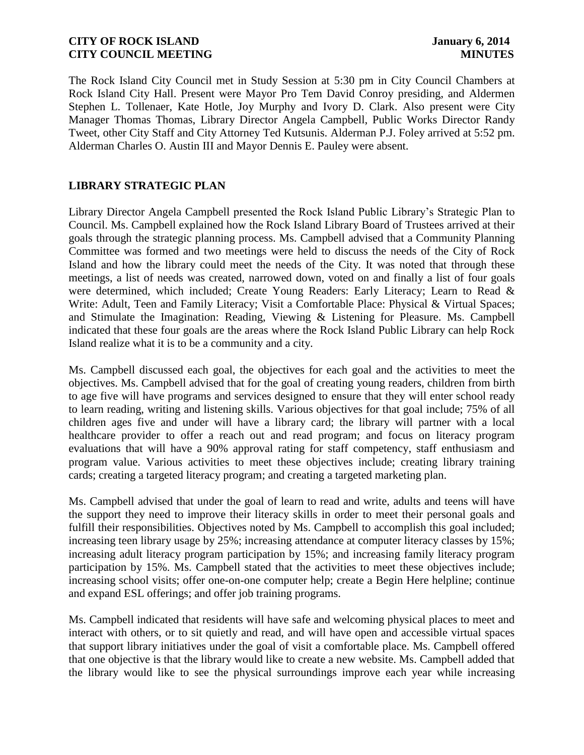The Rock Island City Council met in Study Session at 5:30 pm in City Council Chambers at Rock Island City Hall. Present were Mayor Pro Tem David Conroy presiding, and Aldermen Stephen L. Tollenaer, Kate Hotle, Joy Murphy and Ivory D. Clark. Also present were City Manager Thomas Thomas, Library Director Angela Campbell, Public Works Director Randy Tweet, other City Staff and City Attorney Ted Kutsunis. Alderman P.J. Foley arrived at 5:52 pm. Alderman Charles O. Austin III and Mayor Dennis E. Pauley were absent.

## LIBRARY STRATEGIC PLAN

Library Director Angela Campbell presented the Rock Island Public Library's Strategic Plan to Council. Ms. Campbell explained how the Rock Island Library Board of Trustees arrived at their goals through the strategic planning process. Ms. Campbell advised that a Community Planning Committee was formed and two meetings were held to discuss the needs of the City of Rock Island and how the library could meet the needs of the City. It was noted that through these meetings, a list of needs was created, narrowed down, voted on and finally a list of four goals were determined, which included; Create Young Readers: Early Literacy; Learn to Read & Write: Adult, Teen and Family Literacy; Visit a Comfortable Place: Physical & Virtual Spaces; and Stimulate the Imagination: Reading, Viewing & Listening for Pleasure. Ms. Campbell indicated that these four goals are the areas where the Rock Island Public Library can help Rock Island realize what it is to be a community and a city.

Ms. Campbell discussed each goal, the objectives for each goal and the activities to meet the objectives. Ms. Campbell advised that for the goal of creating young readers, children from birth to age five will have programs and services designed to ensure that they will enter school ready to learn reading, writing and listening skills. Various objectives for that goal include; 75% of all children ages five and under will have a library card; the library will partner with a local healthcare provider to offer a reach out and read program; and focus on literacy program evaluations that will have a 90% approval rating for staff competency, staff enthusiasm and program value. Various activities to meet these objectives include; creating library training cards; creating a targeted literacy program; and creating a targeted marketing plan.

Ms. Campbell advised that under the goal of learn to read and write, adults and teens will have the support they need to improve their literacy skills in order to meet their personal goals and fulfill their responsibilities. Objectives noted by Ms. Campbell to accomplish this goal included; increasing teen library usage by 25%; increasing attendance at computer literacy classes by 15%; increasing adult literacy program participation by 15%; and increasing family literacy program participation by 15%. Ms. Campbell stated that the activities to meet these objectives include; increasing school visits; offer one-on-one computer help; create a Begin Here helpline; continue and expand ESL offerings; and offer job training programs.

Ms. Campbell indicated that residents will have safe and welcoming physical places to meet and interact with others, or to sit quietly and read, and will have open and accessible virtual spaces that support library initiatives under the goal of visit a comfortable place. Ms. Campbell offered that one objective is that the library would like to create a new website. Ms. Campbell added that the library would like to see the physical surroundings improve each year while increasing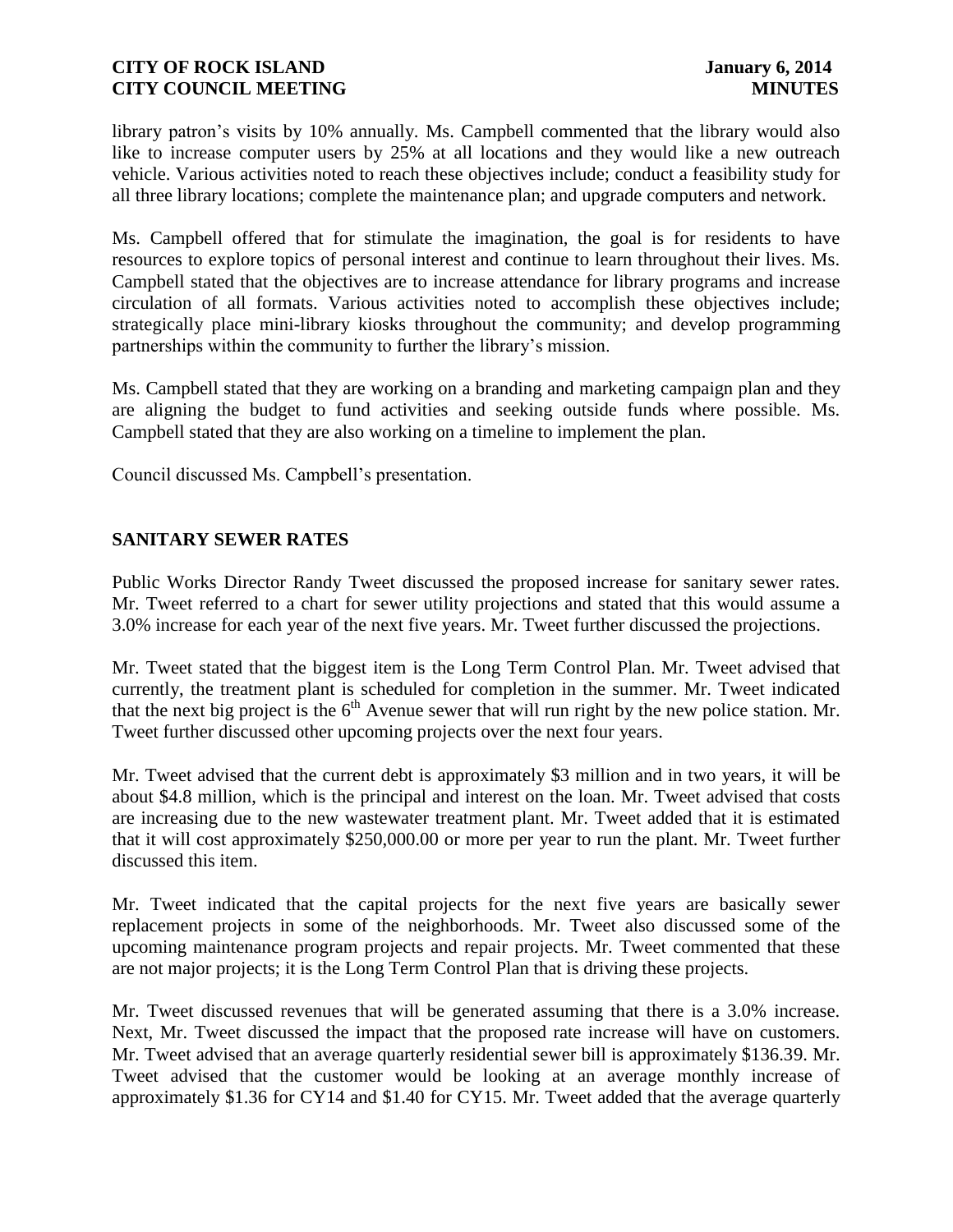library patron's visits by 10% annually. Ms. Campbell commented that the library would also like to increase computer users by 25% at all locations and they would like a new outreach vehicle. Various activities noted to reach these objectives include; conduct a feasibility study for all three library locations; complete the maintenance plan; and upgrade computers and network.

Ms. Campbell offered that for stimulate the imagination, the goal is for residents to have resources to explore topics of personal interest and continue to learn throughout their lives. Ms. Campbell stated that the objectives are to increase attendance for library programs and increase circulation of all formats. Various activities noted to accomplish these objectives include; strategically place mini-library kiosks throughout the community; and develop programming partnerships within the community to further the library's mission.

Ms. Campbell stated that they are working on a branding and marketing campaign plan and they are aligning the budget to fund activities and seeking outside funds where possible. Ms. Campbell stated that they are also working on a timeline to implement the plan.

Council discussed Ms. Campbell's presentation.

## SANITARY SEWER RATES

Public Works Director Randy Tweet discussed the proposed increase for sanitary sewer rates. Mr. Tweet referred to a chart for sewer utility projections and stated that this would assume a 3.0% increase for each year of the next five years. Mr. Tweet further discussed the projections.

Mr. Tweet stated that the biggest item is the Long Term Control Plan. Mr. Tweet advised that currently, the treatment plant is scheduled for completion in the summer. Mr. Tweet indicated that the next big project is the 6th Avenue sewer that will run right by the new police station. Mr. Tweet further discussed other upcoming projects over the next four years.

Mr. Tweet advised that the current debt is approximately $3 million and in two years, it will be about $4.8 million, which is the principal and interest on the loan. Mr. Tweet advised that costs are increasing due to the new wastewater treatment plant. Mr. Tweet added that it is estimated that it will cost approximately $250,000.00 or more per year to run the plant. Mr. Tweet further discussed this item.

Mr. Tweet indicated that the capital projects for the next five years are basically sewer replacement projects in some of the neighborhoods. Mr. Tweet also discussed some of the upcoming maintenance program projects and repair projects. Mr. Tweet commented that these are not major projects; it is the Long Term Control Plan that is driving these projects.

Mr. Tweet discussed revenues that will be generated assuming that there is a 3.0% increase. Next, Mr. Tweet discussed the impact that the proposed rate increase will have on customers. Mr. Tweet advised that an average quarterly residential sewer bill is approximately $136.39. Mr. Tweet advised that the customer would be looking at an average monthly increase of approximately $1.36 for CY14 and $1.40 for CY15. Mr. Tweet added that the average quarterly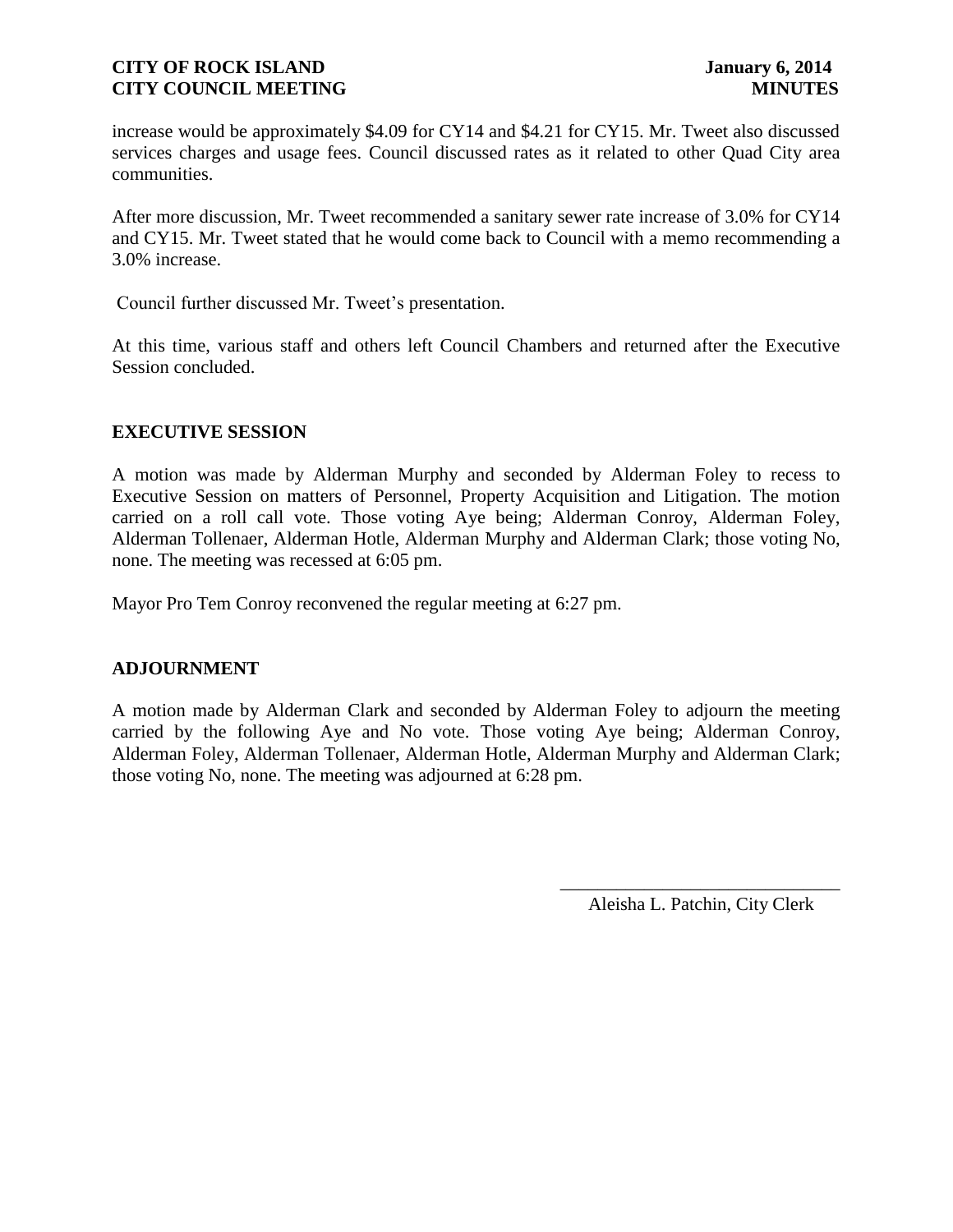increase would be approximately $4.09 for CY14 and $4.21 for CY15. Mr. Tweet also discussed services charges and usage fees. Council discussed rates as it related to other Quad City area communities.

After more discussion, Mr. Tweet recommended a sanitary sewer rate increase of 3.0% for CY14 and CY15. Mr. Tweet stated that he would come back to Council with a memo recommending a 3.0% increase.

Council further discussed Mr. Tweet's presentation.

At this time, various staff and others left Council Chambers and returned after the Executive Session concluded.

## EXECUTIVE SESSION

A motion was made by Alderman Murphy and seconded by Alderman Foley to recess to Executive Session on matters of Personnel, Property Acquisition and Litigation. The motion carried on a roll call vote. Those voting Aye being; Alderman Conroy, Alderman Foley, Alderman Tollenaer, Alderman Hotle, Alderman Murphy and Alderman Clark; those voting No, none. The meeting was recessed at 6:05 pm.

Mayor Pro Tem Conroy reconvened the regular meeting at 6:27 pm.

## ADJOURNMENT

A motion made by Alderman Clark and seconded by Alderman Foley to adjourn the meeting carried by the following Aye and No vote. Those voting Aye being; Alderman Conroy, Alderman Foley, Alderman Tollenaer, Alderman Hotle, Alderman Murphy and Alderman Clark; those voting No, none. The meeting was adjourned at 6:28 pm.

\_\_\_\_\_\_\_\_\_\_\_\_\_\_\_\_\_\_\_\_\_\_\_\_\_\_\_\_\_\_

Aleisha L. Patchin, City Clerk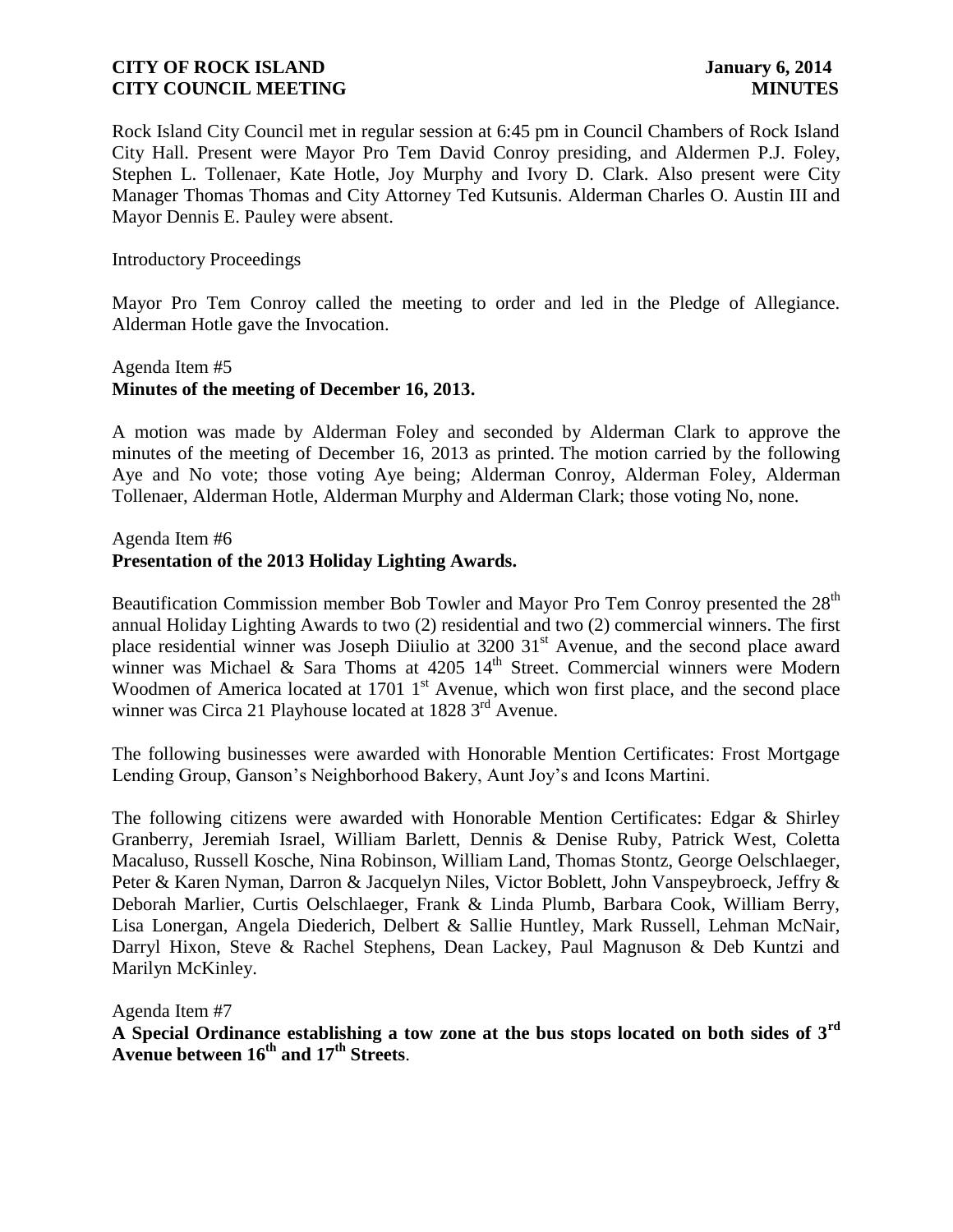Rock Island City Council met in regular session at 6:45 pm in Council Chambers of Rock Island City Hall. Present were Mayor Pro Tem David Conroy presiding, and Aldermen P.J. Foley, Stephen L. Tollenaer, Kate Hotle, Joy Murphy and Ivory D. Clark. Also present were City Manager Thomas Thomas and City Attorney Ted Kutsunis. Alderman Charles O. Austin III and Mayor Dennis E. Pauley were absent.

Introductory Proceedings

Mayor Pro Tem Conroy called the meeting to order and led in the Pledge of Allegiance. Alderman Hotle gave the Invocation.

Agenda Item #5
**Minutes of the meeting of December 16, 2013.**

A motion was made by Alderman Foley and seconded by Alderman Clark to approve the minutes of the meeting of December 16, 2013 as printed. The motion carried by the following Aye and No vote; those voting Aye being; Alderman Conroy, Alderman Foley, Alderman Tollenaer, Alderman Hotle, Alderman Murphy and Alderman Clark; those voting No, none.

Agenda Item #6
**Presentation of the 2013 Holiday Lighting Awards.**

Beautification Commission member Bob Towler and Mayor Pro Tem Conroy presented the 28th annual Holiday Lighting Awards to two (2) residential and two (2) commercial winners. The first place residential winner was Joseph Diiulio at 3200 31st Avenue, and the second place award winner was Michael & Sara Thoms at 4205 14th Street. Commercial winners were Modern Woodmen of America located at 1701 1st Avenue, which won first place, and the second place winner was Circa 21 Playhouse located at 1828 3rd Avenue.

The following businesses were awarded with Honorable Mention Certificates: Frost Mortgage Lending Group, Ganson's Neighborhood Bakery, Aunt Joy's and Icons Martini.

The following citizens were awarded with Honorable Mention Certificates: Edgar & Shirley Granberry, Jeremiah Israel, William Barlett, Dennis & Denise Ruby, Patrick West, Coletta Macaluso, Russell Kosche, Nina Robinson, William Land, Thomas Stontz, George Oelschlaeger, Peter & Karen Nyman, Darron & Jacquelyn Niles, Victor Boblett, John Vanspeybroeck, Jeffry & Deborah Marlier, Curtis Oelschlaeger, Frank & Linda Plumb, Barbara Cook, William Berry, Lisa Lonergan, Angela Diederich, Delbert & Sallie Huntley, Mark Russell, Lehman McNair, Darryl Hixon, Steve & Rachel Stephens, Dean Lackey, Paul Magnuson & Deb Kuntzi and Marilyn McKinley.

Agenda Item #7
**A Special Ordinance establishing a tow zone at the bus stops located on both sides of 3rd Avenue between 16th and 17th Streets**.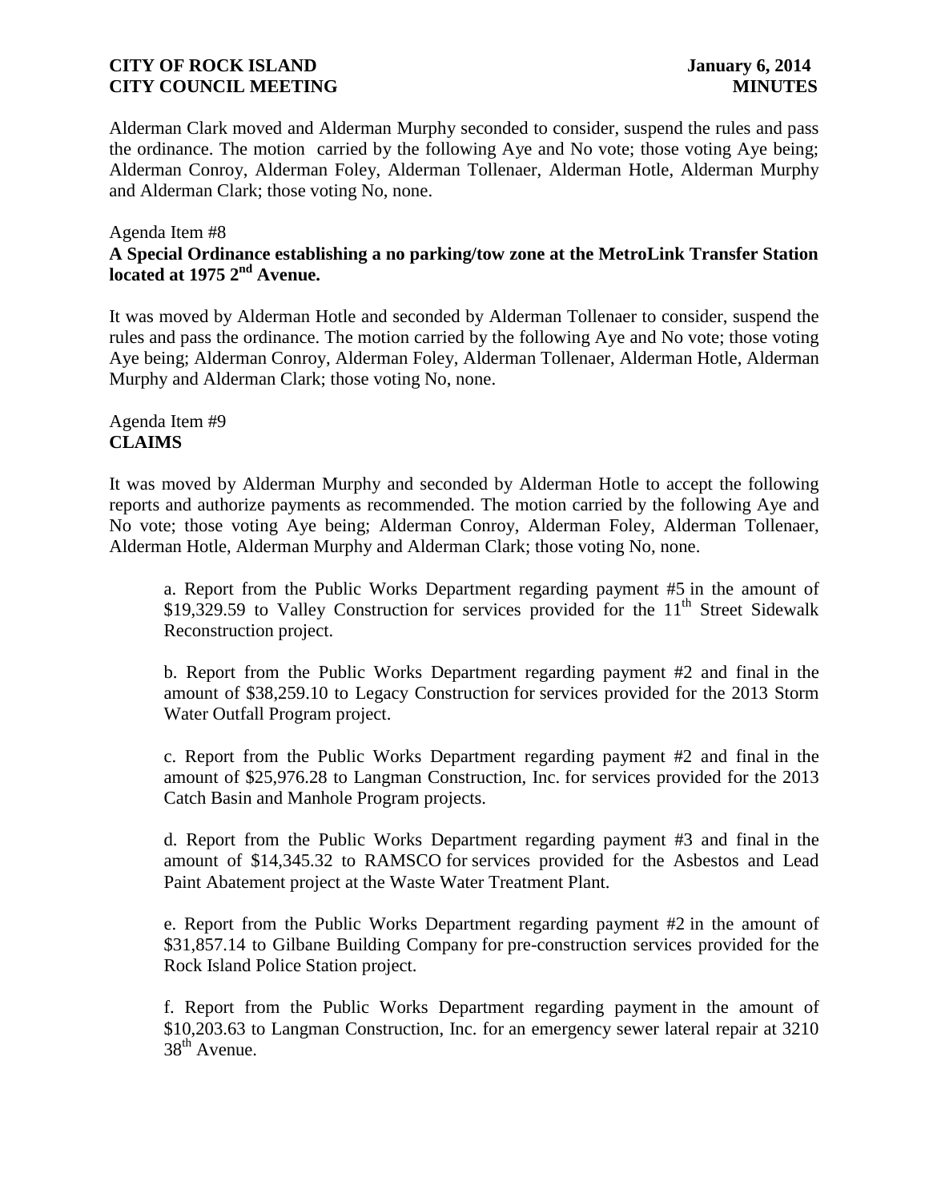Alderman Clark moved and Alderman Murphy seconded to consider, suspend the rules and pass the ordinance. The motion carried by the following Aye and No vote; those voting Aye being; Alderman Conroy, Alderman Foley, Alderman Tollenaer, Alderman Hotle, Alderman Murphy and Alderman Clark; those voting No, none.

Agenda Item #8
**A Special Ordinance establishing a no parking/tow zone at the MetroLink Transfer Station located at 1975 2nd Avenue.**

It was moved by Alderman Hotle and seconded by Alderman Tollenaer to consider, suspend the rules and pass the ordinance. The motion carried by the following Aye and No vote; those voting Aye being; Alderman Conroy, Alderman Foley, Alderman Tollenaer, Alderman Hotle, Alderman Murphy and Alderman Clark; those voting No, none.

Agenda Item #9
**CLAIMS**

It was moved by Alderman Murphy and seconded by Alderman Hotle to accept the following reports and authorize payments as recommended. The motion carried by the following Aye and No vote; those voting Aye being; Alderman Conroy, Alderman Foley, Alderman Tollenaer, Alderman Hotle, Alderman Murphy and Alderman Clark; those voting No, none.

a. Report from the Public Works Department regarding payment #5 in the amount of $19,329.59 to Valley Construction for services provided for the 11th Street Sidewalk Reconstruction project.

b. Report from the Public Works Department regarding payment #2 and final in the amount of $38,259.10 to Legacy Construction for services provided for the 2013 Storm Water Outfall Program project.

c. Report from the Public Works Department regarding payment #2 and final in the amount of $25,976.28 to Langman Construction, Inc. for services provided for the 2013 Catch Basin and Manhole Program projects.

d. Report from the Public Works Department regarding payment #3 and final in the amount of $14,345.32 to RAMSCO for services provided for the Asbestos and Lead Paint Abatement project at the Waste Water Treatment Plant.

e. Report from the Public Works Department regarding payment #2 in the amount of $31,857.14 to Gilbane Building Company for pre-construction services provided for the Rock Island Police Station project.

f. Report from the Public Works Department regarding payment in the amount of $10,203.63 to Langman Construction, Inc. for an emergency sewer lateral repair at 3210 38th Avenue.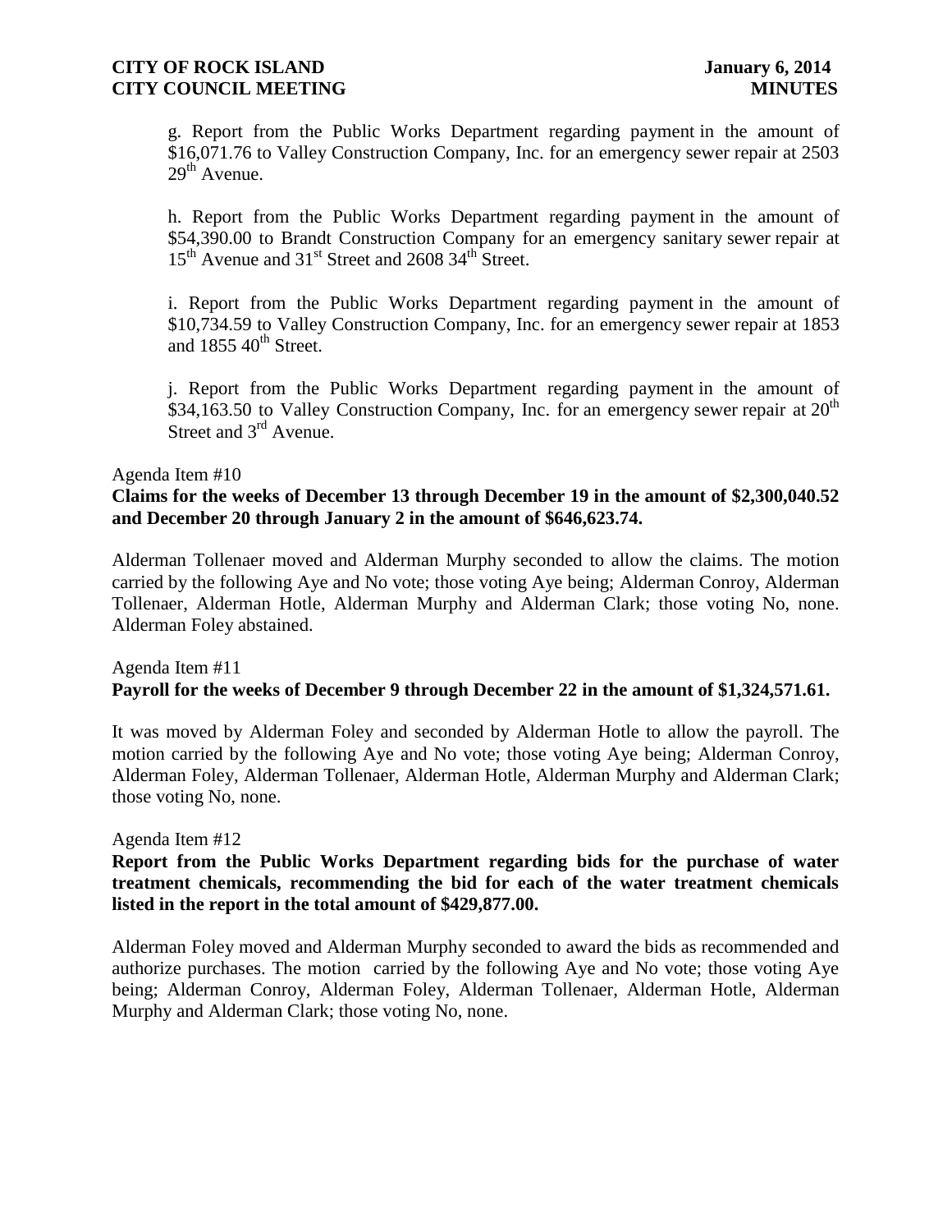g. Report from the Public Works Department regarding payment in the amount of $16,071.76 to Valley Construction Company, Inc. for an emergency sewer repair at 2503 29th Avenue.

h. Report from the Public Works Department regarding payment in the amount of $54,390.00 to Brandt Construction Company for an emergency sanitary sewer repair at 15th Avenue and 31st Street and 2608 34th Street.

i. Report from the Public Works Department regarding payment in the amount of $10,734.59 to Valley Construction Company, Inc. for an emergency sewer repair at 1853 and 1855 40th Street.

j. Report from the Public Works Department regarding payment in the amount of $34,163.50 to Valley Construction Company, Inc. for an emergency sewer repair at 20th Street and 3rd Avenue.

Agenda Item #10

**Claims for the weeks of December 13 through December 19 in the amount of $2,300,040.52 and December 20 through January 2 in the amount of $646,623.74.**

Alderman Tollenaer moved and Alderman Murphy seconded to allow the claims. The motion carried by the following Aye and No vote; those voting Aye being; Alderman Conroy, Alderman Tollenaer, Alderman Hotle, Alderman Murphy and Alderman Clark; those voting No, none. Alderman Foley abstained.

Agenda Item #11

**Payroll for the weeks of December 9 through December 22 in the amount of $1,324,571.61.**

It was moved by Alderman Foley and seconded by Alderman Hotle to allow the payroll. The motion carried by the following Aye and No vote; those voting Aye being; Alderman Conroy, Alderman Foley, Alderman Tollenaer, Alderman Hotle, Alderman Murphy and Alderman Clark; those voting No, none.

Agenda Item #12

**Report from the Public Works Department regarding bids for the purchase of water treatment chemicals, recommending the bid for each of the water treatment chemicals listed in the report in the total amount of $429,877.00.**

Alderman Foley moved and Alderman Murphy seconded to award the bids as recommended and authorize purchases. The motion carried by the following Aye and No vote; those voting Aye being; Alderman Conroy, Alderman Foley, Alderman Tollenaer, Alderman Hotle, Alderman Murphy and Alderman Clark; those voting No, none.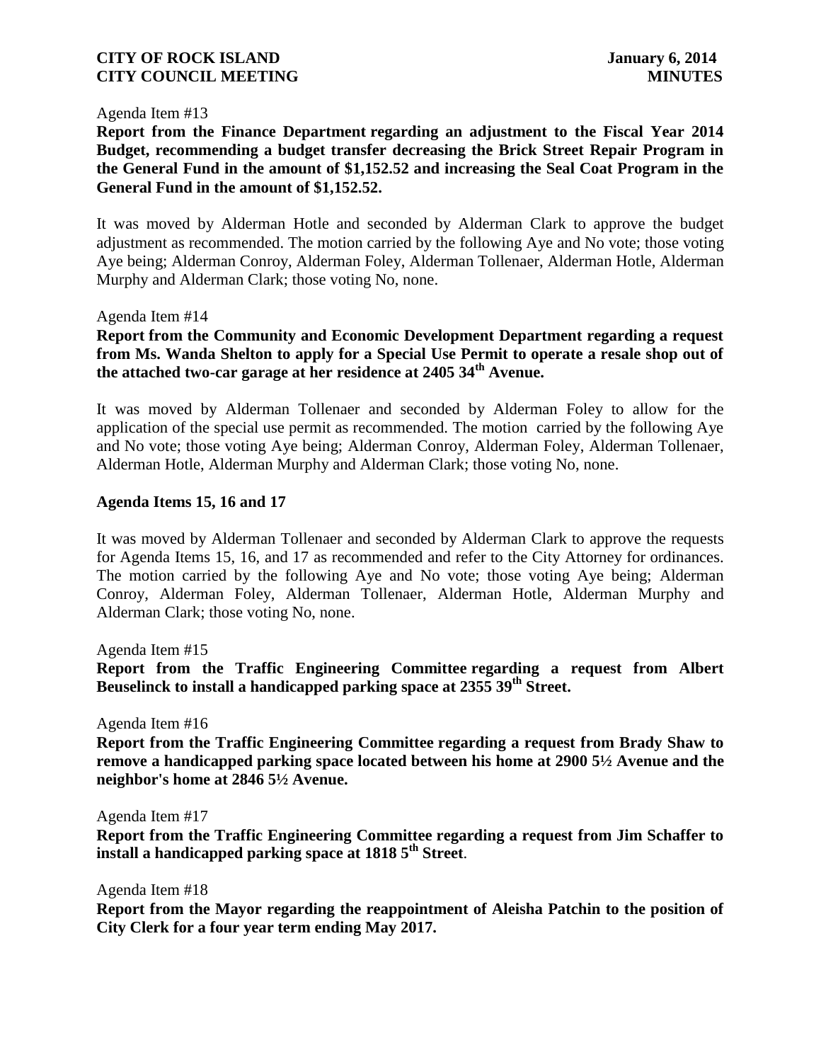Agenda Item #13

**Report from the Finance Department regarding an adjustment to the Fiscal Year 2014 Budget, recommending a budget transfer decreasing the Brick Street Repair Program in the General Fund in the amount of $1,152.52 and increasing the Seal Coat Program in the General Fund in the amount of $1,152.52.**

It was moved by Alderman Hotle and seconded by Alderman Clark to approve the budget adjustment as recommended. The motion carried by the following Aye and No vote; those voting Aye being; Alderman Conroy, Alderman Foley, Alderman Tollenaer, Alderman Hotle, Alderman Murphy and Alderman Clark; those voting No, none.

Agenda Item #14

**Report from the Community and Economic Development Department regarding a request from Ms. Wanda Shelton to apply for a Special Use Permit to operate a resale shop out of the attached two-car garage at her residence at 2405 34th Avenue.**

It was moved by Alderman Tollenaer and seconded by Alderman Foley to allow for the application of the special use permit as recommended. The motion carried by the following Aye and No vote; those voting Aye being; Alderman Conroy, Alderman Foley, Alderman Tollenaer, Alderman Hotle, Alderman Murphy and Alderman Clark; those voting No, none.

**Agenda Items 15, 16 and 17**

It was moved by Alderman Tollenaer and seconded by Alderman Clark to approve the requests for Agenda Items 15, 16, and 17 as recommended and refer to the City Attorney for ordinances. The motion carried by the following Aye and No vote; those voting Aye being; Alderman Conroy, Alderman Foley, Alderman Tollenaer, Alderman Hotle, Alderman Murphy and Alderman Clark; those voting No, none.

Agenda Item #15

**Report from the Traffic Engineering Committee regarding a request from Albert Beuselinck to install a handicapped parking space at 2355 39th Street.**

Agenda Item #16

**Report from the Traffic Engineering Committee regarding a request from Brady Shaw to remove a handicapped parking space located between his home at 2900 5½ Avenue and the neighbor's home at 2846 5½ Avenue.**

Agenda Item #17

**Report from the Traffic Engineering Committee regarding a request from Jim Schaffer to install a handicapped parking space at 1818 5th Street.**

Agenda Item #18

**Report from the Mayor regarding the reappointment of Aleisha Patchin to the position of City Clerk for a four year term ending May 2017.**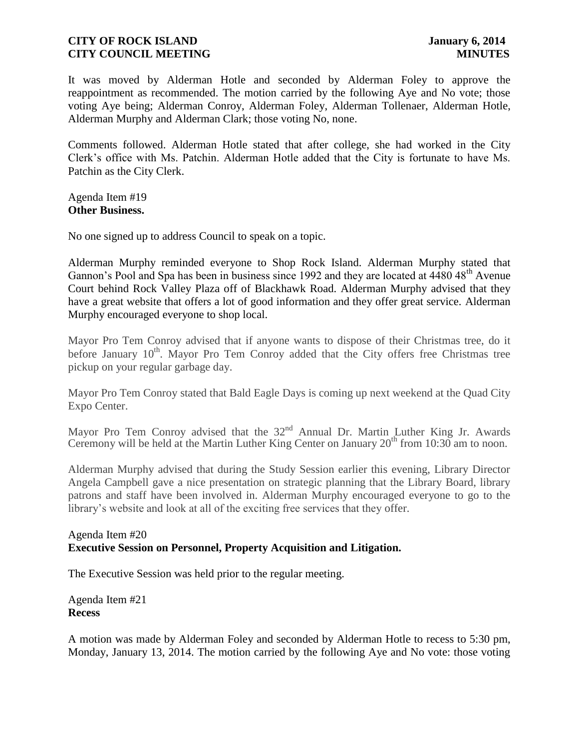It was moved by Alderman Hotle and seconded by Alderman Foley to approve the reappointment as recommended. The motion carried by the following Aye and No vote; those voting Aye being; Alderman Conroy, Alderman Foley, Alderman Tollenaer, Alderman Hotle, Alderman Murphy and Alderman Clark; those voting No, none.

Comments followed. Alderman Hotle stated that after college, she had worked in the City Clerk's office with Ms. Patchin. Alderman Hotle added that the City is fortunate to have Ms. Patchin as the City Clerk.

Agenda Item #19
**Other Business.**

No one signed up to address Council to speak on a topic.

Alderman Murphy reminded everyone to Shop Rock Island. Alderman Murphy stated that Gannon's Pool and Spa has been in business since 1992 and they are located at 4480 48th Avenue Court behind Rock Valley Plaza off of Blackhawk Road. Alderman Murphy advised that they have a great website that offers a lot of good information and they offer great service. Alderman Murphy encouraged everyone to shop local.

Mayor Pro Tem Conroy advised that if anyone wants to dispose of their Christmas tree, do it before January 10th. Mayor Pro Tem Conroy added that the City offers free Christmas tree pickup on your regular garbage day.

Mayor Pro Tem Conroy stated that Bald Eagle Days is coming up next weekend at the Quad City Expo Center.

Mayor Pro Tem Conroy advised that the 32nd Annual Dr. Martin Luther King Jr. Awards Ceremony will be held at the Martin Luther King Center on January 20th from 10:30 am to noon.

Alderman Murphy advised that during the Study Session earlier this evening, Library Director Angela Campbell gave a nice presentation on strategic planning that the Library Board, library patrons and staff have been involved in. Alderman Murphy encouraged everyone to go to the library's website and look at all of the exciting free services that they offer.

Agenda Item #20
**Executive Session on Personnel, Property Acquisition and Litigation.**

The Executive Session was held prior to the regular meeting.

Agenda Item #21
**Recess**

A motion was made by Alderman Foley and seconded by Alderman Hotle to recess to 5:30 pm, Monday, January 13, 2014. The motion carried by the following Aye and No vote: those voting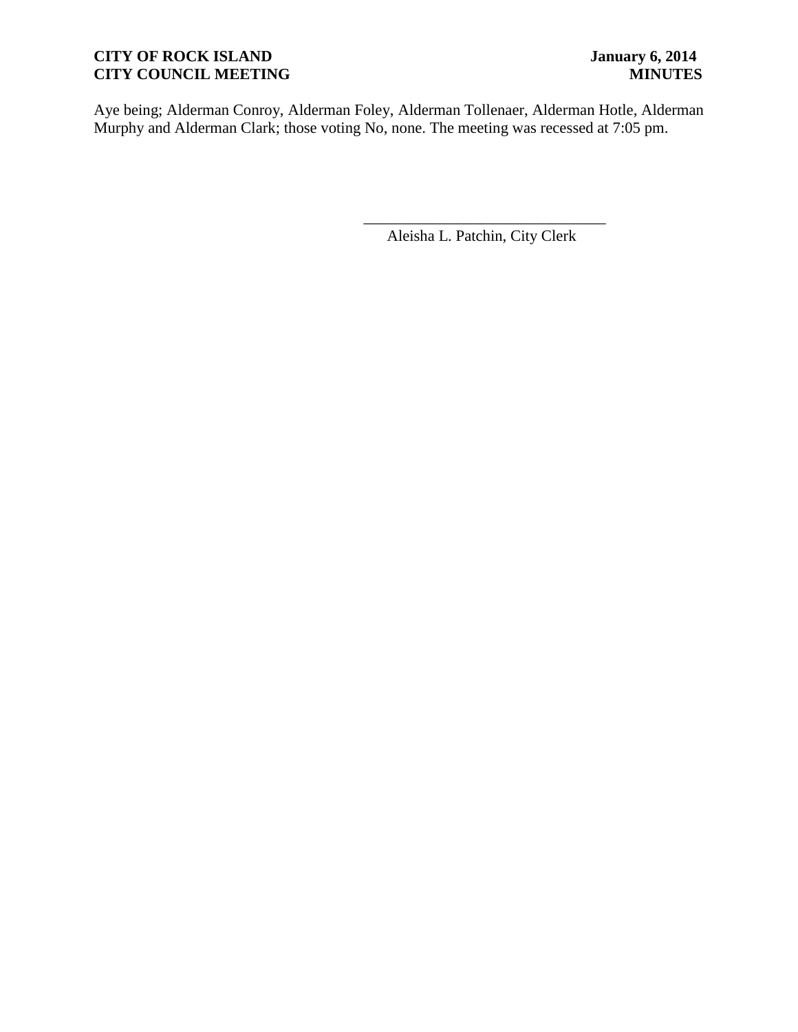Aye being; Alderman Conroy, Alderman Foley, Alderman Tollenaer, Alderman Hotle, Alderman Murphy and Alderman Clark; those voting No, none. The meeting was recessed at 7:05 pm.

\_\_\_\_\_\_\_\_\_\_\_\_\_\_\_\_\_\_\_\_\_\_\_\_\_\_\_\_\_\_\_\_

Aleisha L. Patchin, City Clerk